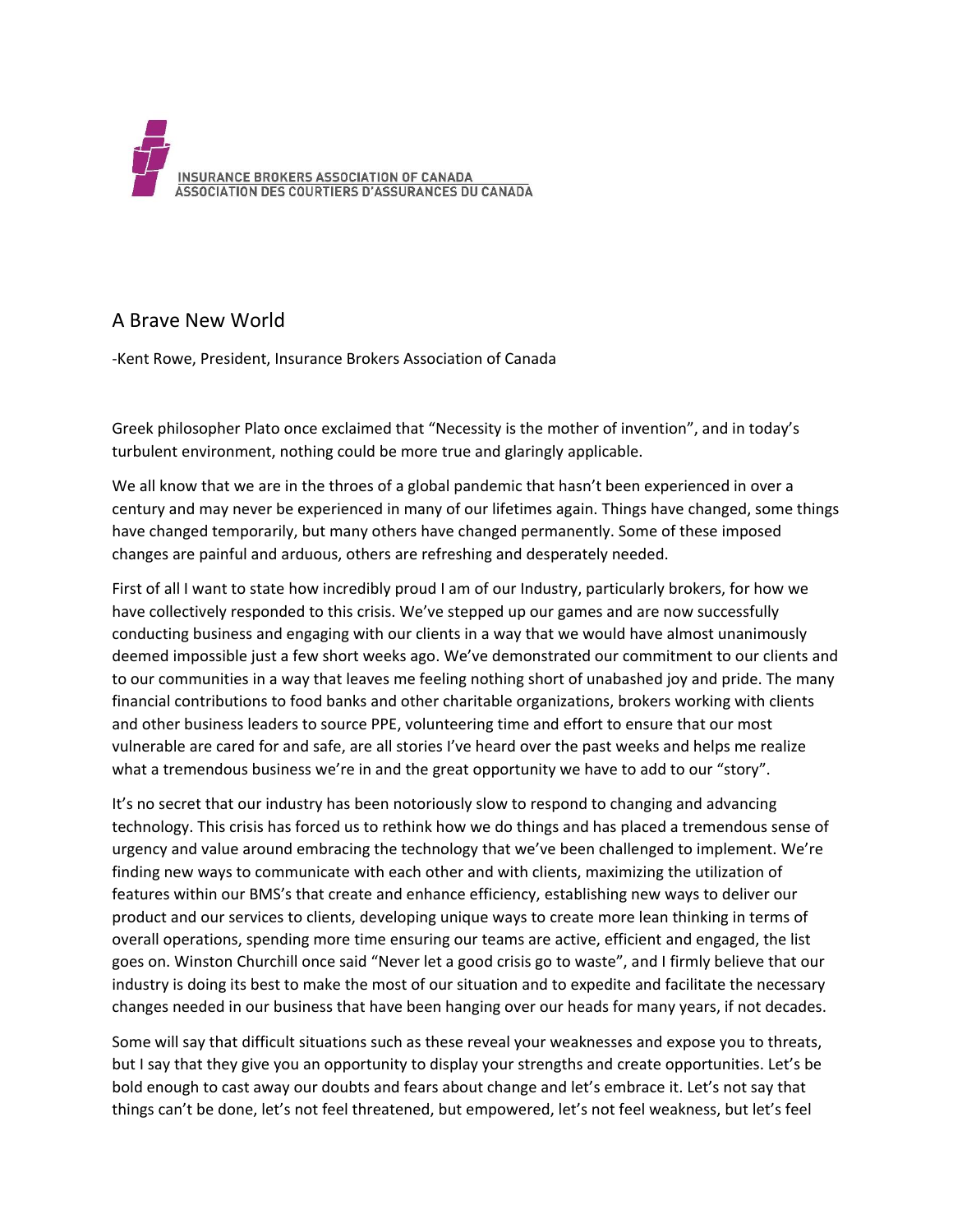INSURANCE BROKERS ASSOCIATION OF CANADA
ASSOCIATION DES COURTIERS D'ASSURANCES DU CANADA

# A Brave New World

-Kent Rowe, President, Insurance Brokers Association of Canada

Greek philosopher Plato once exclaimed that "Necessity is the mother of invention", and in today's turbulent environment, nothing could be more true and glaringly applicable.

We all know that we are in the throes of a global pandemic that hasn't been experienced in over a century and may never be experienced in many of our lifetimes again. Things have changed, some things have changed temporarily, but many others have changed permanently. Some of these imposed changes are painful and arduous, others are refreshing and desperately needed.

First of all I want to state how incredibly proud I am of our Industry, particularly brokers, for how we have collectively responded to this crisis. We've stepped up our games and are now successfully conducting business and engaging with our clients in a way that we would have almost unanimously deemed impossible just a few short weeks ago. We've demonstrated our commitment to our clients and to our communities in a way that leaves me feeling nothing short of unabashed joy and pride. The many financial contributions to food banks and other charitable organizations, brokers working with clients and other business leaders to source PPE, volunteering time and effort to ensure that our most vulnerable are cared for and safe, are all stories I've heard over the past weeks and helps me realize what a tremendous business we're in and the great opportunity we have to add to our "story".

It's no secret that our industry has been notoriously slow to respond to changing and advancing technology. This crisis has forced us to rethink how we do things and has placed a tremendous sense of urgency and value around embracing the technology that we've been challenged to implement. We're finding new ways to communicate with each other and with clients, maximizing the utilization of features within our BMS's that create and enhance efficiency, establishing new ways to deliver our product and our services to clients, developing unique ways to create more lean thinking in terms of overall operations, spending more time ensuring our teams are active, efficient and engaged, the list goes on. Winston Churchill once said "Never let a good crisis go to waste", and I firmly believe that our industry is doing its best to make the most of our situation and to expedite and facilitate the necessary changes needed in our business that have been hanging over our heads for many years, if not decades.

Some will say that difficult situations such as these reveal your weaknesses and expose you to threats, but I say that they give you an opportunity to display your strengths and create opportunities. Let's be bold enough to cast away our doubts and fears about change and let's embrace it. Let's not say that things can't be done, let's not feel threatened, but empowered, let's not feel weakness, but let's feel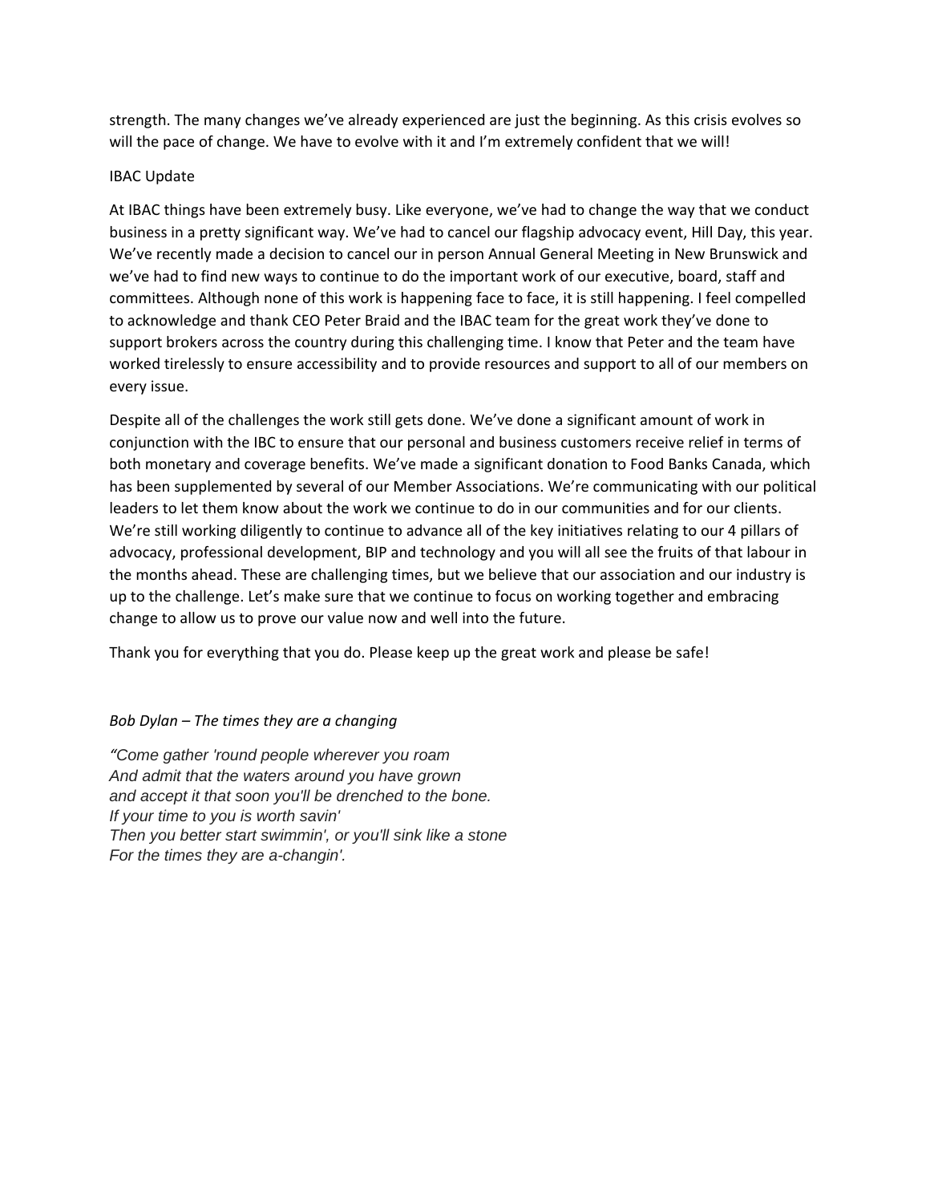strength. The many changes we've already experienced are just the beginning. As this crisis evolves so will the pace of change. We have to evolve with it and I'm extremely confident that we will!

## IBAC Update

At IBAC things have been extremely busy. Like everyone, we've had to change the way that we conduct business in a pretty significant way. We've had to cancel our flagship advocacy event, Hill Day, this year. We've recently made a decision to cancel our in person Annual General Meeting in New Brunswick and we've had to find new ways to continue to do the important work of our executive, board, staff and committees. Although none of this work is happening face to face, it is still happening. I feel compelled to acknowledge and thank CEO Peter Braid and the IBAC team for the great work they've done to support brokers across the country during this challenging time. I know that Peter and the team have worked tirelessly to ensure accessibility and to provide resources and support to all of our members on every issue.

Despite all of the challenges the work still gets done. We've done a significant amount of work in conjunction with the IBC to ensure that our personal and business customers receive relief in terms of both monetary and coverage benefits. We've made a significant donation to Food Banks Canada, which has been supplemented by several of our Member Associations. We're communicating with our political leaders to let them know about the work we continue to do in our communities and for our clients. We're still working diligently to continue to advance all of the key initiatives relating to our 4 pillars of advocacy, professional development, BIP and technology and you will all see the fruits of that labour in the months ahead. These are challenging times, but we believe that our association and our industry is up to the challenge. Let's make sure that we continue to focus on working together and embracing change to allow us to prove our value now and well into the future.

Thank you for everything that you do. Please keep up the great work and please be safe!

*Bob Dylan – The times they are a changing*

*"Come gather 'round people wherever you roam*
*And admit that the waters around you have grown*
*and accept it that soon you'll be drenched to the bone.*
*If your time to you is worth savin'*
*Then you better start swimmin', or you'll sink like a stone*
*For the times they are a-changin'.*